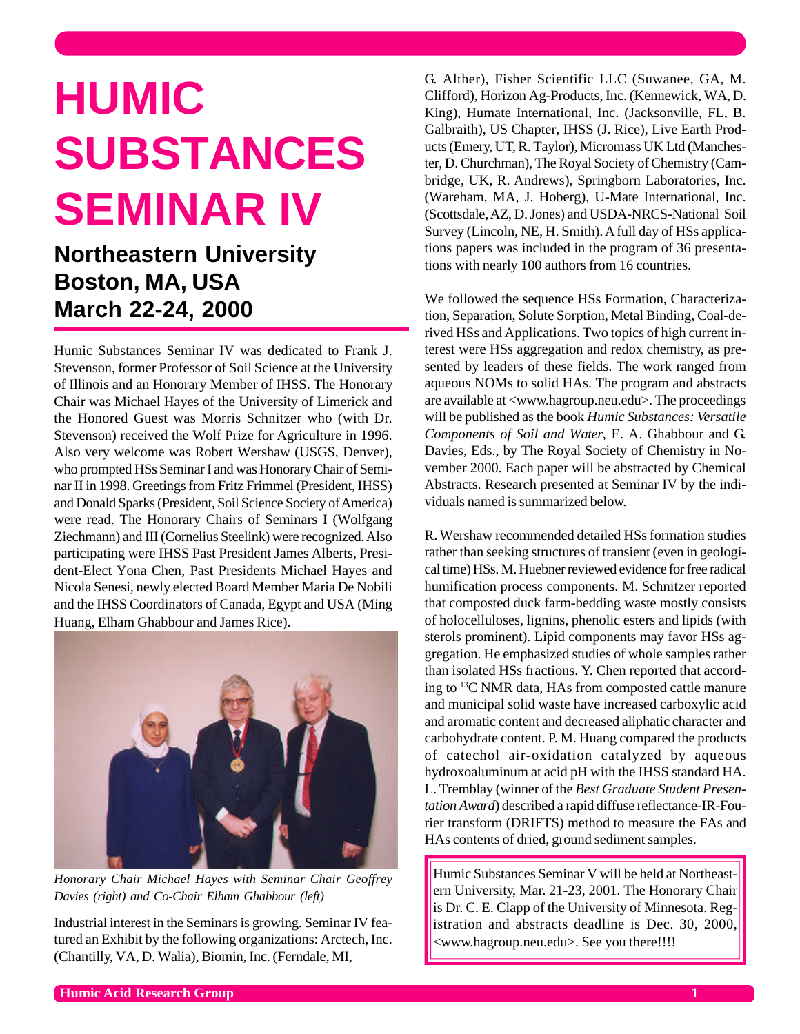# HUMIC SUBSTANCES SEMINAR IV

## Northeastern University Boston, MA, USA March 22-24, 2000

Humic Substances Seminar IV was dedicated to Frank J. Stevenson, former Professor of Soil Science at the University of Illinois and an Honorary Member of IHSS. The Honorary Chair was Michael Hayes of the University of Limerick and the Honored Guest was Morris Schnitzer who (with Dr. Stevenson) received the Wolf Prize for Agriculture in 1996. Also very welcome was Robert Wershaw (USGS, Denver), who prompted HSs Seminar I and was Honorary Chair of Seminar II in 1998. Greetings from Fritz Frimmel (President, IHSS) and Donald Sparks (President, Soil Science Society of America) were read. The Honorary Chairs of Seminars I (Wolfgang Ziechmann) and III (Cornelius Steelink) were recognized. Also participating were IHSS Past President James Alberts, President-Elect Yona Chen, Past Presidents Michael Hayes and Nicola Senesi, newly elected Board Member Maria De Nobili and the IHSS Coordinators of Canada, Egypt and USA (Ming Huang, Elham Ghabbour and James Rice).

*Honorary Chair Michael Hayes with Seminar Chair Geoffrey Davies (right) and Co-Chair Elham Ghabbour (left)*

Industrial interest in the Seminars is growing. Seminar IV featured an Exhibit by the following organizations: Arctech, Inc. (Chantilly, VA, D. Walia), Biomin, Inc. (Ferndale, MI, G. Alther), Fisher Scientific LLC (Suwanee, GA, M. Clifford), Horizon Ag-Products, Inc. (Kennewick, WA, D. King), Humate International, Inc. (Jacksonville, FL, B. Galbraith), US Chapter, IHSS (J. Rice), Live Earth Products (Emery, UT, R. Taylor), Micromass UK Ltd (Manchester, D. Churchman), The Royal Society of Chemistry (Cambridge, UK, R. Andrews), Springborn Laboratories, Inc. (Wareham, MA, J. Hoberg), U-Mate International, Inc. (Scottsdale, AZ, D. Jones) and USDA-NRCS-National Soil Survey (Lincoln, NE, H. Smith). A full day of HSs applications papers was included in the program of 36 presentations with nearly 100 authors from 16 countries.

We followed the sequence HSs Formation, Characterization, Separation, Solute Sorption, Metal Binding, Coal-derived HSs and Applications. Two topics of high current interest were HSs aggregation and redox chemistry, as presented by leaders of these fields. The work ranged from aqueous NOMs to solid HAs. The program and abstracts are available at <www.hagroup.neu.edu>. The proceedings will be published as the book *Humic Substances: Versatile Components of Soil and Water*, E. A. Ghabbour and G. Davies, Eds., by The Royal Society of Chemistry in November 2000. Each paper will be abstracted by Chemical Abstracts. Research presented at Seminar IV by the individuals named is summarized below.

R. Wershaw recommended detailed HSs formation studies rather than seeking structures of transient (even in geological time) HSs. M. Huebner reviewed evidence for free radical humification process components. M. Schnitzer reported that composted duck farm-bedding waste mostly consists of holocelluloses, lignins, phenolic esters and lipids (with sterols prominent). Lipid components may favor HSs aggregation. He emphasized studies of whole samples rather than isolated HSs fractions. Y. Chen reported that according to $^{13}C$ NMR data, HAs from composted cattle manure and municipal solid waste have increased carboxylic acid and aromatic content and decreased aliphatic character and carbohydrate content. P. M. Huang compared the products of catechol air-oxidation catalyzed by aqueous hydroxoaluminum at acid pH with the IHSS standard HA. L. Tremblay (winner of the *Best Graduate Student Presentation Award*) described a rapid diffuse reflectance-IR-Fourier transform (DRIFTS) method to measure the FAs and HAs contents of dried, ground sediment samples.

Humic Substances Seminar V will be held at Northeastern University, Mar. 21-23, 2001. The Honorary Chair is Dr. C. E. Clapp of the University of Minnesota. Registration and abstracts deadline is Dec. 30, 2000, <www.hagroup.neu.edu>. See you there!!!!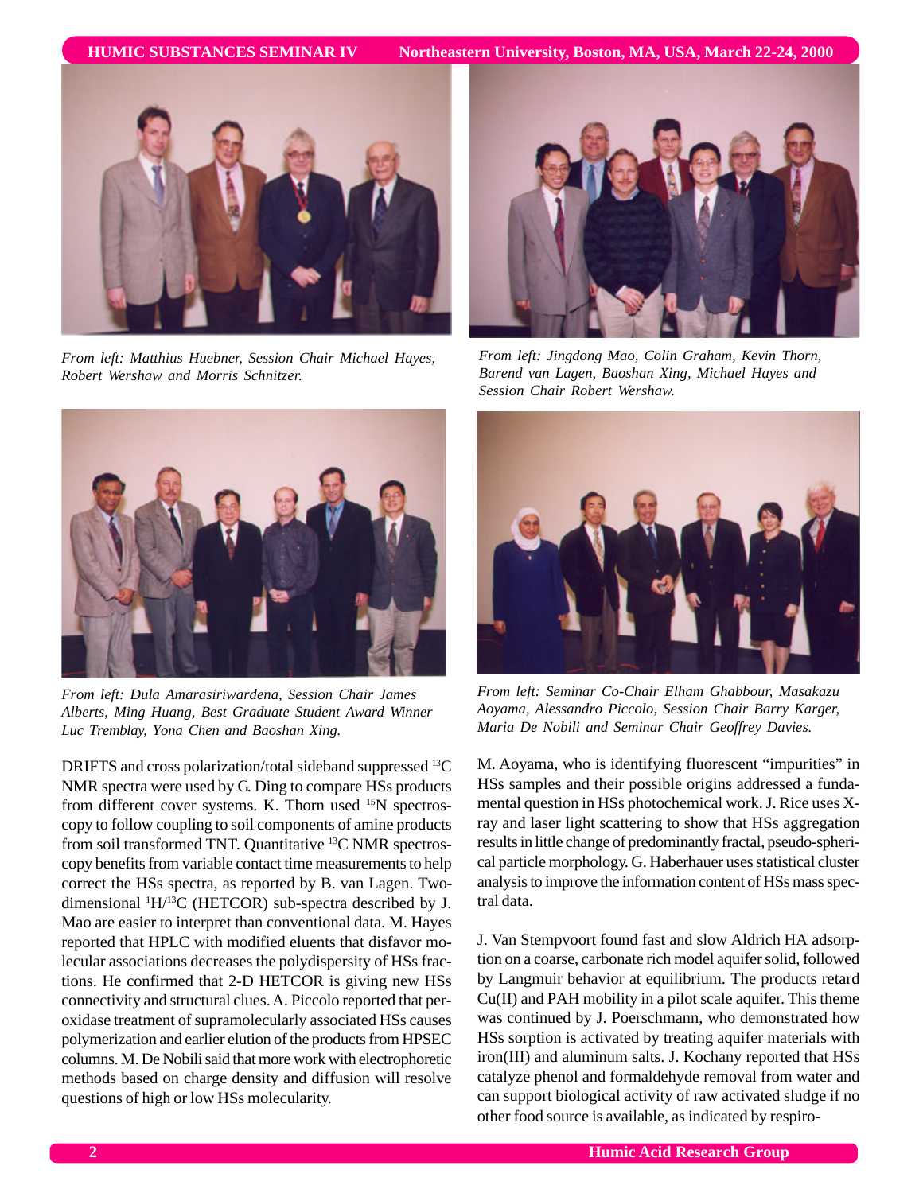*From left: Matthius Huebner, Session Chair Michael Hayes, Robert Wershaw and Morris Schnitzer.*

*From left: Jingdong Mao, Colin Graham, Kevin Thorn, Barend van Lagen, Baoshan Xing, Michael Hayes and Session Chair Robert Wershaw.*

*From left: Dula Amarasiriwardena, Session Chair James Alberts, Ming Huang, Best Graduate Student Award Winner Luc Tremblay, Yona Chen and Baoshan Xing.*

*From left: Seminar Co-Chair Elham Ghabbour, Masakazu Aoyama, Alessandro Piccolo, Session Chair Barry Karger, Maria De Nobili and Seminar Chair Geoffrey Davies.*

DRIFTS and cross polarization/total sideband suppressed $^{13}C$ NMR spectra were used by G. Ding to compare HSs products from different cover systems. K. Thorn used $^{15}N$ spectroscopy to follow coupling to soil components of amine products from soil transformed TNT. Quantitative $^{13}C$ NMR spectroscopy benefits from variable contact time measurements to help correct the HSs spectra, as reported by B. van Lagen. Two-dimensional $^{1}H/^{13}C$ (HETCOR) sub-spectra described by J. Mao are easier to interpret than conventional data. M. Hayes reported that HPLC with modified eluents that disfavor molecular associations decreases the polydispersity of HSs fractions. He confirmed that 2-D HETCOR is giving new HSs connectivity and structural clues. A. Piccolo reported that peroxidase treatment of supramolecularly associated HSs causes polymerization and earlier elution of the products from HPSEC columns. M. De Nobili said that more work with electrophoretic methods based on charge density and diffusion will resolve questions of high or low HSs molecularity.

M. Aoyama, who is identifying fluorescent "impurities" in HSs samples and their possible origins addressed a fundamental question in HSs photochemical work. J. Rice uses X-ray and laser light scattering to show that HSs aggregation results in little change of predominantly fractal, pseudo-spherical particle morphology. G. Haberhauer uses statistical cluster analysis to improve the information content of HSs mass spectral data.

J. Van Stempvoort found fast and slow Aldrich HA adsorption on a coarse, carbonate rich model aquifer solid, followed by Langmuir behavior at equilibrium. The products retard Cu(II) and PAH mobility in a pilot scale aquifer. This theme was continued by J. Poerschmann, who demonstrated how HSs sorption is activated by treating aquifer materials with iron(III) and aluminum salts. J. Kochany reported that HSs catalyze phenol and formaldehyde removal from water and can support biological activity of raw activated sludge if no other food source is available, as indicated by respiro-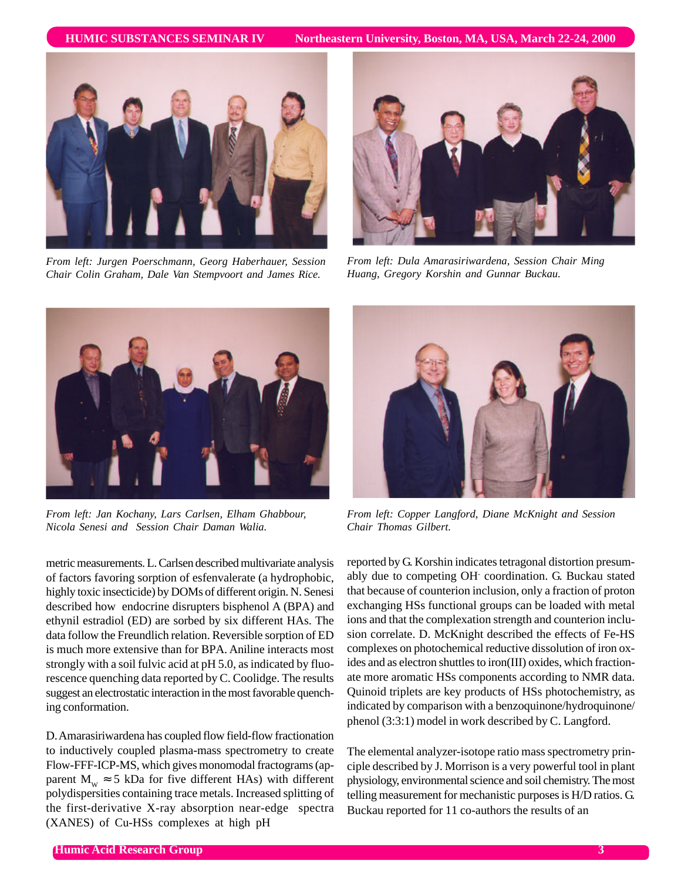*From left: Jurgen Poerschmann, Georg Haberhauer, Session Chair Colin Graham, Dale Van Stempvoort and James Rice.*

*From left: Dula Amarasiriwardena, Session Chair Ming Huang, Gregory Korshin and Gunnar Buckau.*

*From left: Jan Kochany, Lars Carlsen, Elham Ghabbour, Nicola Senesi and Session Chair Daman Walia.*

*From left: Copper Langford, Diane McKnight and Session Chair Thomas Gilbert.*

metric measurements. L. Carlsen described multivariate analysis of factors favoring sorption of esfenvalerate (a hydrophobic, highly toxic insecticide) by DOMs of different origin. N. Senesi described how endocrine disrupters bisphenol A (BPA) and ethynil estradiol (ED) are sorbed by six different HAs. The data follow the Freundlich relation. Reversible sorption of ED is much more extensive than for BPA. Aniline interacts most strongly with a soil fulvic acid at pH 5.0, as indicated by fluorescence quenching data reported by C. Coolidge. The results suggest an electrostatic interaction in the most favorable quenching conformation.

D. Amarasiriwardena has coupled flow field-flow fractionation to inductively coupled plasma-mass spectrometry to create Flow-FFF-ICP-MS, which gives monomodal fractograms (apparent $M_w \approx 5$ kDa for five different HAs) with different polydispersities containing trace metals. Increased splitting of the first-derivative X-ray absorption near-edge spectra (XANES) of Cu-HSs complexes at high pH reported by G. Korshin indicates tetragonal distortion presumably due to competing $OH^-$ coordination. G. Buckau stated that because of counterion inclusion, only a fraction of proton exchanging HSs functional groups can be loaded with metal ions and that the complexation strength and counterion inclusion correlate. D. McKnight described the effects of Fe-HS complexes on photochemical reductive dissolution of iron oxides and as electron shuttles to iron(III) oxides, which fractionate more aromatic HSs components according to NMR data. Quinoid triplets are key products of HSs photochemistry, as indicated by comparison with a benzoquinone/hydroquinone/phenol (3:3:1) model in work described by C. Langford.

The elemental analyzer-isotope ratio mass spectrometry principle described by J. Morrison is a very powerful tool in plant physiology, environmental science and soil chemistry. The most telling measurement for mechanistic purposes is H/D ratios. G. Buckau reported for 11 co-authors the results of an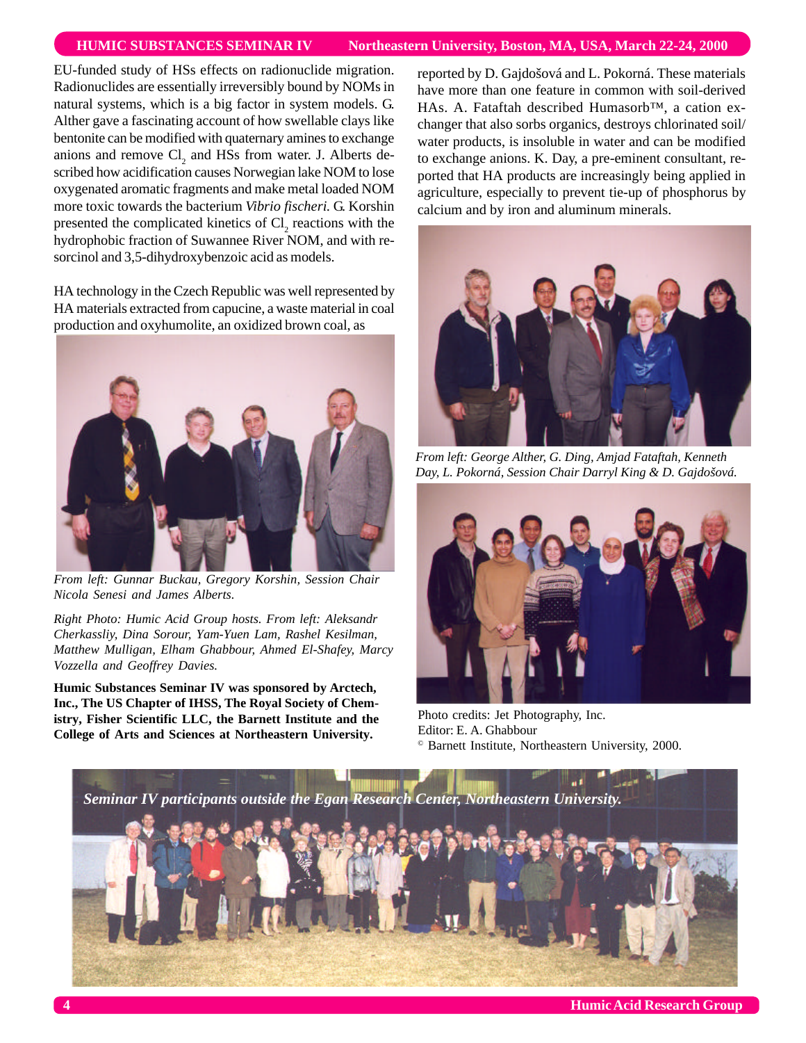EU-funded study of HSs effects on radionuclide migration. Radionuclides are essentially irreversibly bound by NOMs in natural systems, which is a big factor in system models. G. Alther gave a fascinating account of how swellable clays like bentonite can be modified with quaternary amines to exchange anions and remove $Cl_2$ and HSs from water. J. Alberts described how acidification causes Norwegian lake NOM to lose oxygenated aromatic fragments and make metal loaded NOM more toxic towards the bacterium *Vibrio fischeri.* G. Korshin presented the complicated kinetics of $Cl_2$ reactions with the hydrophobic fraction of Suwannee River NOM, and with resorcinol and 3,5-dihydroxybenzoic acid as models.

HA technology in the Czech Republic was well represented by HA materials extracted from capucine, a waste material in coal production and oxyhumolite, an oxidized brown coal, as reported by D. Gajdošová and L. Pokorná. These materials have more than one feature in common with soil-derived HAs. A. Fataftah described Humasorb™, a cation exchanger that also sorbs organics, destroys chlorinated soil/water products, is insoluble in water and can be modified to exchange anions. K. Day, a pre-eminent consultant, reported that HA products are increasingly being applied in agriculture, especially to prevent tie-up of phosphorus by calcium and by iron and aluminum minerals.

*From left: Gunnar Buckau, Gregory Korshin, Session Chair Nicola Senesi and James Alberts.*

*Right Photo: Humic Acid Group hosts. From left: Aleksandr Cherkassliy, Dina Sorour, Yam-Yuen Lam, Rashel Kesilman, Matthew Mulligan, Elham Ghabbour, Ahmed El-Shafey, Marcy Vozzella and Geoffrey Davies.*

**Humic Substances Seminar IV was sponsored by Arctech, Inc., The US Chapter of IHSS, The Royal Society of Chemistry, Fisher Scientific LLC, the Barnett Institute and the College of Arts and Sciences at Northeastern University.**

*From left: George Alther, G. Ding, Amjad Fataftah, Kenneth Day, L. Pokorná, Session Chair Darryl King & D. Gajdošová.*

Photo credits: Jet Photography, Inc.
Editor: E. A. Ghabbour
© Barnett Institute, Northeastern University, 2000.

*Seminar IV participants outside the Egan Research Center, Northeastern University.*